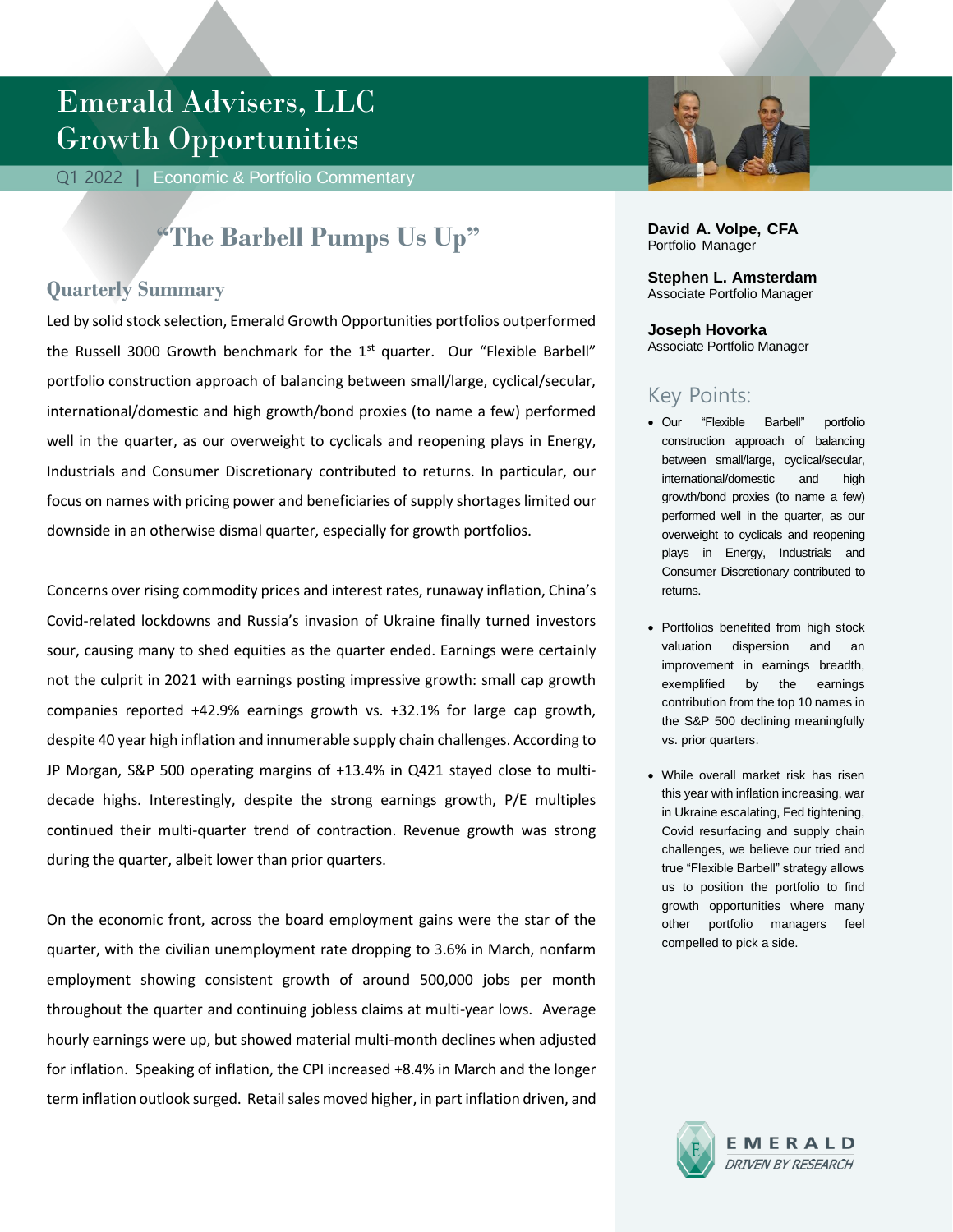# Emerald Advisers, LLC
# Growth Opportunities

Q1 2022 | Economic & Portfolio Commentary

## "The Barbell Pumps Us Up"

### Quarterly Summary

Led by solid stock selection, Emerald Growth Opportunities portfolios outperformed the Russell 3000 Growth benchmark for the 1st quarter. Our "Flexible Barbell" portfolio construction approach of balancing between small/large, cyclical/secular, international/domestic and high growth/bond proxies (to name a few) performed well in the quarter, as our overweight to cyclicals and reopening plays in Energy, Industrials and Consumer Discretionary contributed to returns. In particular, our focus on names with pricing power and beneficiaries of supply shortages limited our downside in an otherwise dismal quarter, especially for growth portfolios.

Concerns over rising commodity prices and interest rates, runaway inflation, China's Covid-related lockdowns and Russia's invasion of Ukraine finally turned investors sour, causing many to shed equities as the quarter ended. Earnings were certainly not the culprit in 2021 with earnings posting impressive growth: small cap growth companies reported +42.9% earnings growth vs. +32.1% for large cap growth, despite 40 year high inflation and innumerable supply chain challenges. According to JP Morgan, S&P 500 operating margins of +13.4% in Q421 stayed close to multi-decade highs. Interestingly, despite the strong earnings growth, P/E multiples continued their multi-quarter trend of contraction. Revenue growth was strong during the quarter, albeit lower than prior quarters.

On the economic front, across the board employment gains were the star of the quarter, with the civilian unemployment rate dropping to 3.6% in March, nonfarm employment showing consistent growth of around 500,000 jobs per month throughout the quarter and continuing jobless claims at multi-year lows. Average hourly earnings were up, but showed material multi-month declines when adjusted for inflation. Speaking of inflation, the CPI increased +8.4% in March and the longer term inflation outlook surged. Retail sales moved higher, in part inflation driven, and

**David A. Volpe, CFA**
Portfolio Manager

**Stephen L. Amsterdam**
Associate Portfolio Manager

**Joseph Hovorka**
Associate Portfolio Manager

### Key Points:

- Our "Flexible Barbell" portfolio construction approach of balancing between small/large, cyclical/secular, international/domestic and high growth/bond proxies (to name a few) performed well in the quarter, as our overweight to cyclicals and reopening plays in Energy, Industrials and Consumer Discretionary contributed to returns.
- Portfolios benefited from high stock valuation dispersion and an improvement in earnings breadth, exemplified by the earnings contribution from the top 10 names in the S&P 500 declining meaningfully vs. prior quarters.
- While overall market risk has risen this year with inflation increasing, war in Ukraine escalating, Fed tightening, Covid resurfacing and supply chain challenges, we believe our tried and true "Flexible Barbell" strategy allows us to position the portfolio to find growth opportunities where many other portfolio managers feel compelled to pick a side.

EMERALD
DRIVEN BY RESEARCH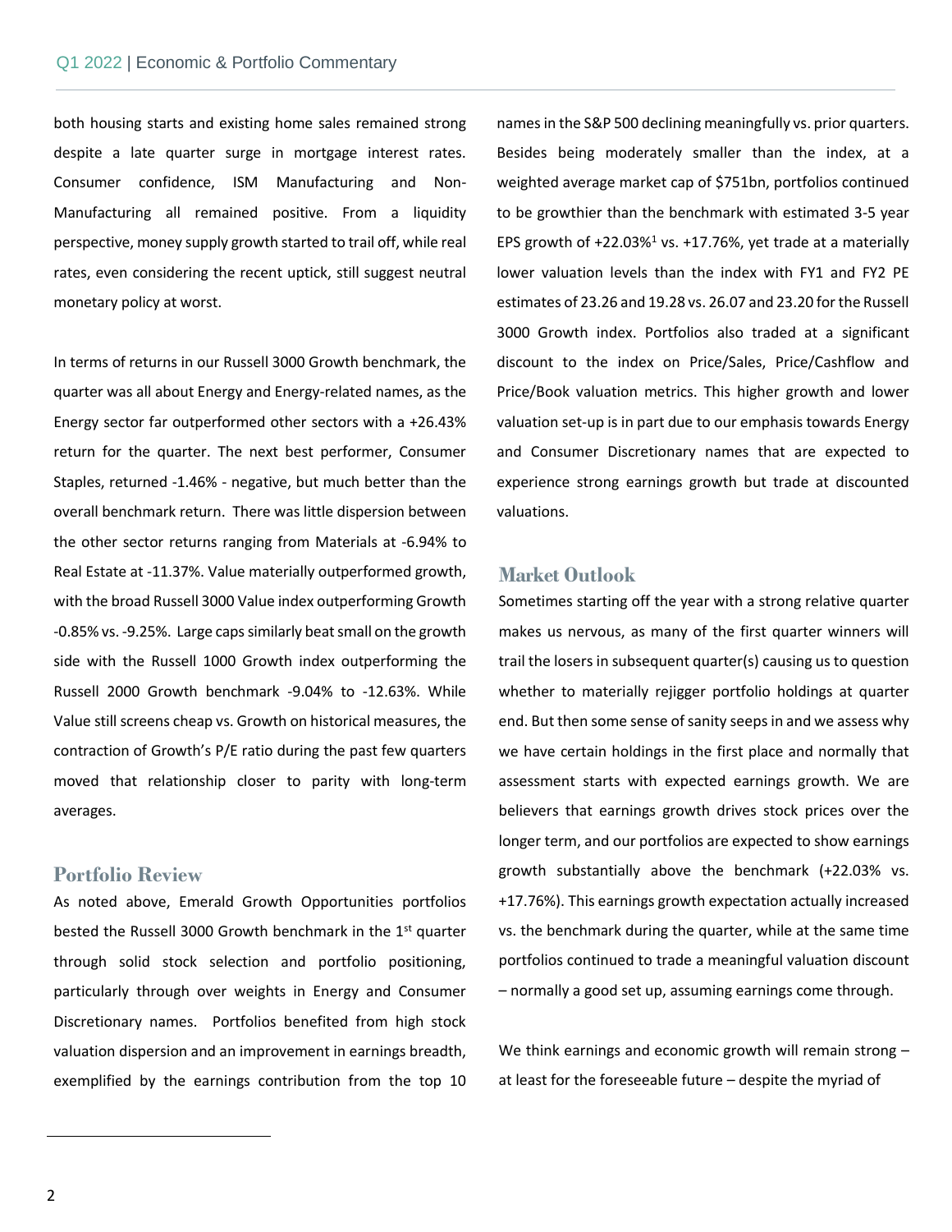both housing starts and existing home sales remained strong despite a late quarter surge in mortgage interest rates. Consumer confidence, ISM Manufacturing and Non-Manufacturing all remained positive. From a liquidity perspective, money supply growth started to trail off, while real rates, even considering the recent uptick, still suggest neutral monetary policy at worst.

In terms of returns in our Russell 3000 Growth benchmark, the quarter was all about Energy and Energy-related names, as the Energy sector far outperformed other sectors with a +26.43% return for the quarter. The next best performer, Consumer Staples, returned -1.46% - negative, but much better than the overall benchmark return. There was little dispersion between the other sector returns ranging from Materials at -6.94% to Real Estate at -11.37%. Value materially outperformed growth, with the broad Russell 3000 Value index outperforming Growth -0.85% vs. -9.25%. Large caps similarly beat small on the growth side with the Russell 1000 Growth index outperforming the Russell 2000 Growth benchmark -9.04% to -12.63%. While Value still screens cheap vs. Growth on historical measures, the contraction of Growth's P/E ratio during the past few quarters moved that relationship closer to parity with long-term averages.

## Portfolio Review

As noted above, Emerald Growth Opportunities portfolios bested the Russell 3000 Growth benchmark in the 1st quarter through solid stock selection and portfolio positioning, particularly through over weights in Energy and Consumer Discretionary names. Portfolios benefited from high stock valuation dispersion and an improvement in earnings breadth, exemplified by the earnings contribution from the top 10 names in the S&P 500 declining meaningfully vs. prior quarters. Besides being moderately smaller than the index, at a weighted average market cap of $751bn, portfolios continued to be growthier than the benchmark with estimated 3-5 year EPS growth of +22.03%[1] vs. +17.76%, yet trade at a materially lower valuation levels than the index with FY1 and FY2 PE estimates of 23.26 and 19.28 vs. 26.07 and 23.20 for the Russell 3000 Growth index. Portfolios also traded at a significant discount to the index on Price/Sales, Price/Cashflow and Price/Book valuation metrics. This higher growth and lower valuation set-up is in part due to our emphasis towards Energy and Consumer Discretionary names that are expected to experience strong earnings growth but trade at discounted valuations.

## Market Outlook

Sometimes starting off the year with a strong relative quarter makes us nervous, as many of the first quarter winners will trail the losers in subsequent quarter(s) causing us to question whether to materially rejigger portfolio holdings at quarter end. But then some sense of sanity seeps in and we assess why we have certain holdings in the first place and normally that assessment starts with expected earnings growth. We are believers that earnings growth drives stock prices over the longer term, and our portfolios are expected to show earnings growth substantially above the benchmark (+22.03% vs. +17.76%). This earnings growth expectation actually increased vs. the benchmark during the quarter, while at the same time portfolios continued to trade a meaningful valuation discount – normally a good set up, assuming earnings come through.

We think earnings and economic growth will remain strong – at least for the foreseeable future – despite the myriad of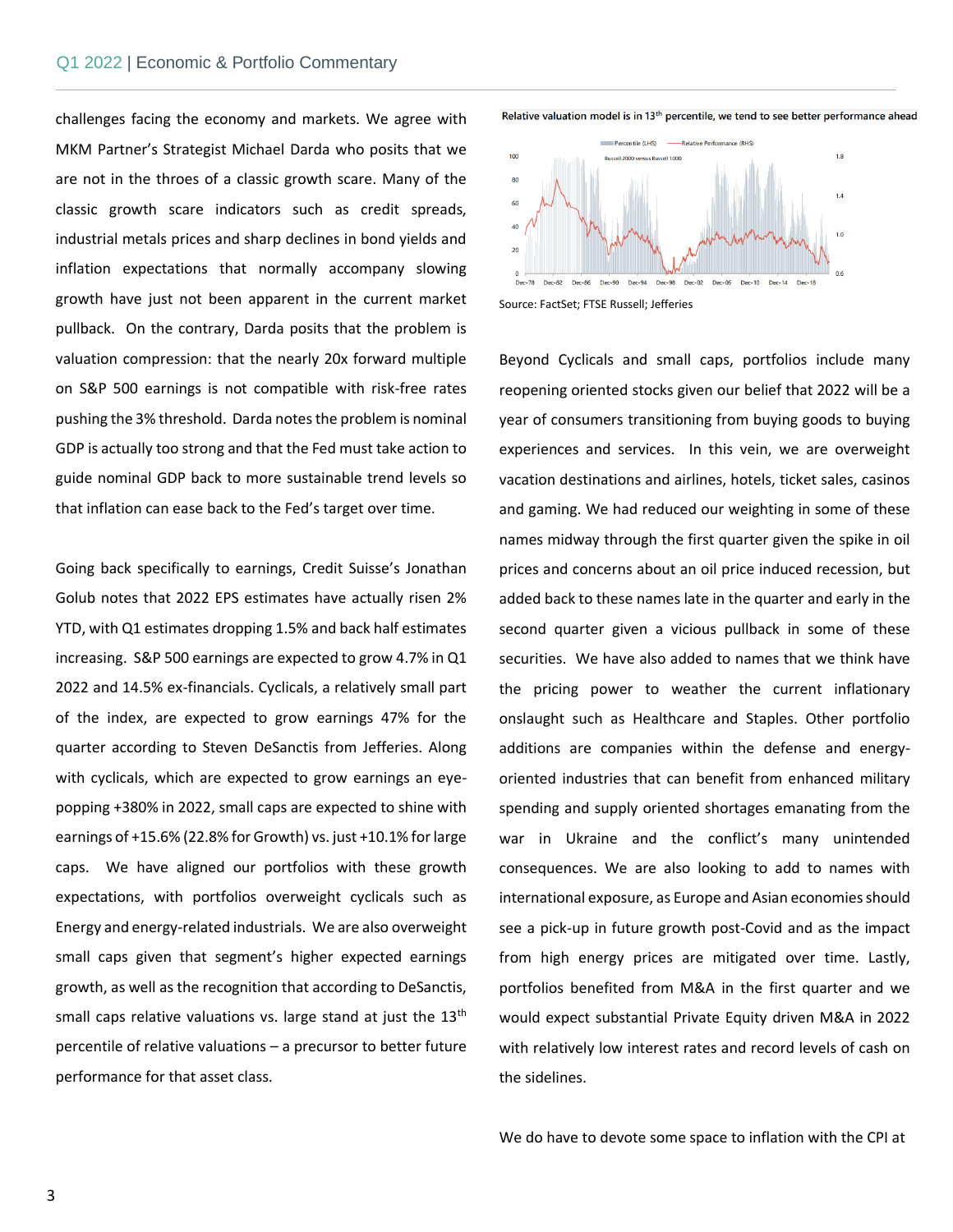challenges facing the economy and markets. We agree with MKM Partner's Strategist Michael Darda who posits that we are not in the throes of a classic growth scare. Many of the classic growth scare indicators such as credit spreads, industrial metals prices and sharp declines in bond yields and inflation expectations that normally accompany slowing growth have just not been apparent in the current market pullback. On the contrary, Darda posits that the problem is valuation compression: that the nearly 20x forward multiple on S&P 500 earnings is not compatible with risk-free rates pushing the 3% threshold. Darda notes the problem is nominal GDP is actually too strong and that the Fed must take action to guide nominal GDP back to more sustainable trend levels so that inflation can ease back to the Fed's target over time.

Going back specifically to earnings, Credit Suisse's Jonathan Golub notes that 2022 EPS estimates have actually risen 2% YTD, with Q1 estimates dropping 1.5% and back half estimates increasing. S&P 500 earnings are expected to grow 4.7% in Q1 2022 and 14.5% ex-financials. Cyclicals, a relatively small part of the index, are expected to grow earnings 47% for the quarter according to Steven DeSanctis from Jefferies. Along with cyclicals, which are expected to grow earnings an eye-popping +380% in 2022, small caps are expected to shine with earnings of +15.6% (22.8% for Growth) vs. just +10.1% for large caps. We have aligned our portfolios with these growth expectations, with portfolios overweight cyclicals such as Energy and energy-related industrials. We are also overweight small caps given that segment's higher expected earnings growth, as well as the recognition that according to DeSanctis, small caps relative valuations vs. large stand at just the 13th percentile of relative valuations – a precursor to better future performance for that asset class.

**Relative valuation model is in 13th percentile, we tend to see better performance ahead**

Source: FactSet; FTSE Russell; Jefferies

Beyond Cyclicals and small caps, portfolios include many reopening oriented stocks given our belief that 2022 will be a year of consumers transitioning from buying goods to buying experiences and services. In this vein, we are overweight vacation destinations and airlines, hotels, ticket sales, casinos and gaming. We had reduced our weighting in some of these names midway through the first quarter given the spike in oil prices and concerns about an oil price induced recession, but added back to these names late in the quarter and early in the second quarter given a vicious pullback in some of these securities. We have also added to names that we think have the pricing power to weather the current inflationary onslaught such as Healthcare and Staples. Other portfolio additions are companies within the defense and energy-oriented industries that can benefit from enhanced military spending and supply oriented shortages emanating from the war in Ukraine and the conflict's many unintended consequences. We are also looking to add to names with international exposure, as Europe and Asian economies should see a pick-up in future growth post-Covid and as the impact from high energy prices are mitigated over time. Lastly, portfolios benefited from M&A in the first quarter and we would expect substantial Private Equity driven M&A in 2022 with relatively low interest rates and record levels of cash on the sidelines.

We do have to devote some space to inflation with the CPI at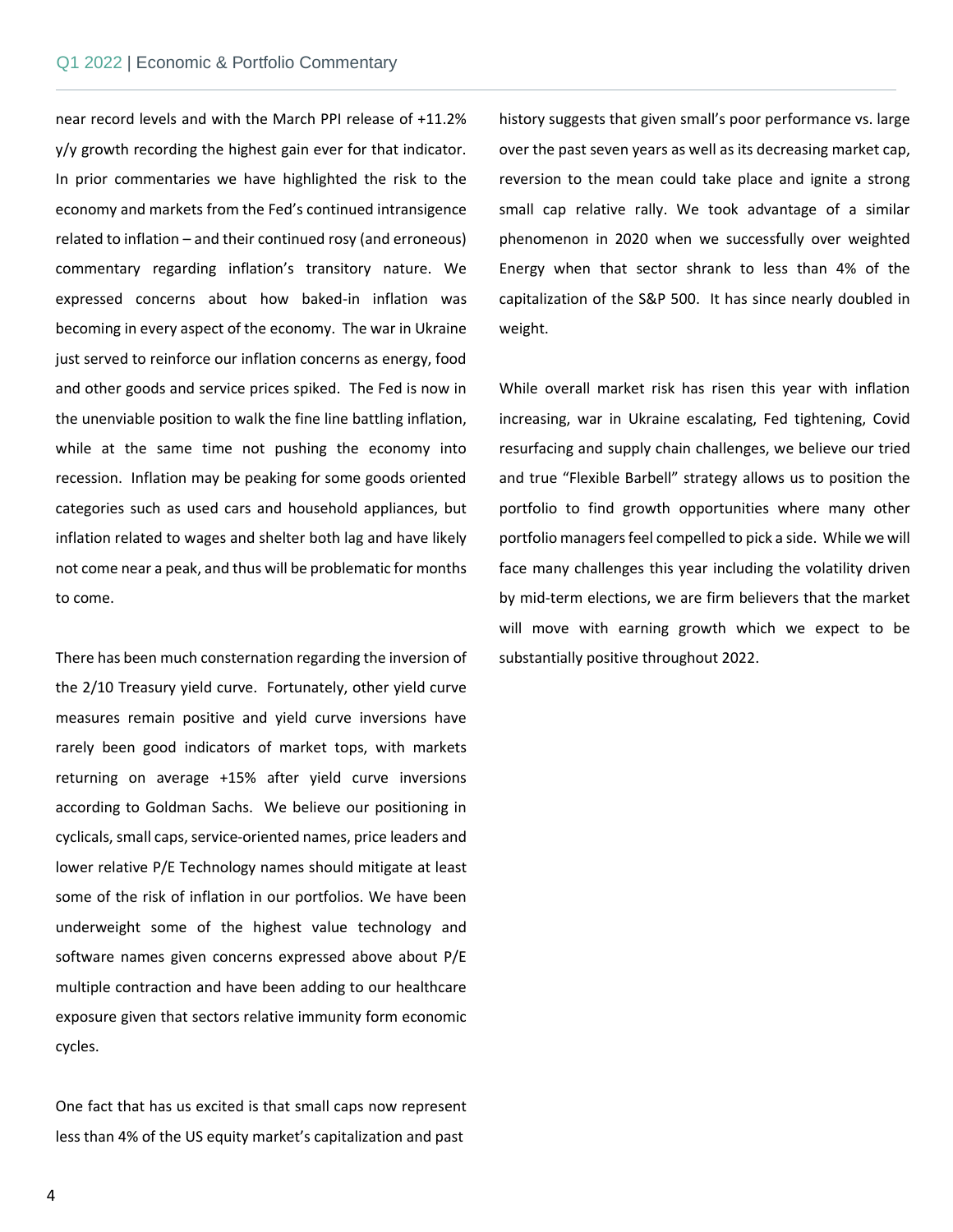near record levels and with the March PPI release of +11.2% y/y growth recording the highest gain ever for that indicator. In prior commentaries we have highlighted the risk to the economy and markets from the Fed's continued intransigence related to inflation – and their continued rosy (and erroneous) commentary regarding inflation's transitory nature. We expressed concerns about how baked-in inflation was becoming in every aspect of the economy. The war in Ukraine just served to reinforce our inflation concerns as energy, food and other goods and service prices spiked. The Fed is now in the unenviable position to walk the fine line battling inflation, while at the same time not pushing the economy into recession. Inflation may be peaking for some goods oriented categories such as used cars and household appliances, but inflation related to wages and shelter both lag and have likely not come near a peak, and thus will be problematic for months to come.

There has been much consternation regarding the inversion of the 2/10 Treasury yield curve. Fortunately, other yield curve measures remain positive and yield curve inversions have rarely been good indicators of market tops, with markets returning on average +15% after yield curve inversions according to Goldman Sachs. We believe our positioning in cyclicals, small caps, service-oriented names, price leaders and lower relative P/E Technology names should mitigate at least some of the risk of inflation in our portfolios. We have been underweight some of the highest value technology and software names given concerns expressed above about P/E multiple contraction and have been adding to our healthcare exposure given that sectors relative immunity form economic cycles.

One fact that has us excited is that small caps now represent less than 4% of the US equity market's capitalization and past history suggests that given small's poor performance vs. large over the past seven years as well as its decreasing market cap, reversion to the mean could take place and ignite a strong small cap relative rally. We took advantage of a similar phenomenon in 2020 when we successfully over weighted Energy when that sector shrank to less than 4% of the capitalization of the S&P 500. It has since nearly doubled in weight.

While overall market risk has risen this year with inflation increasing, war in Ukraine escalating, Fed tightening, Covid resurfacing and supply chain challenges, we believe our tried and true "Flexible Barbell" strategy allows us to position the portfolio to find growth opportunities where many other portfolio managers feel compelled to pick a side. While we will face many challenges this year including the volatility driven by mid-term elections, we are firm believers that the market will move with earning growth which we expect to be substantially positive throughout 2022.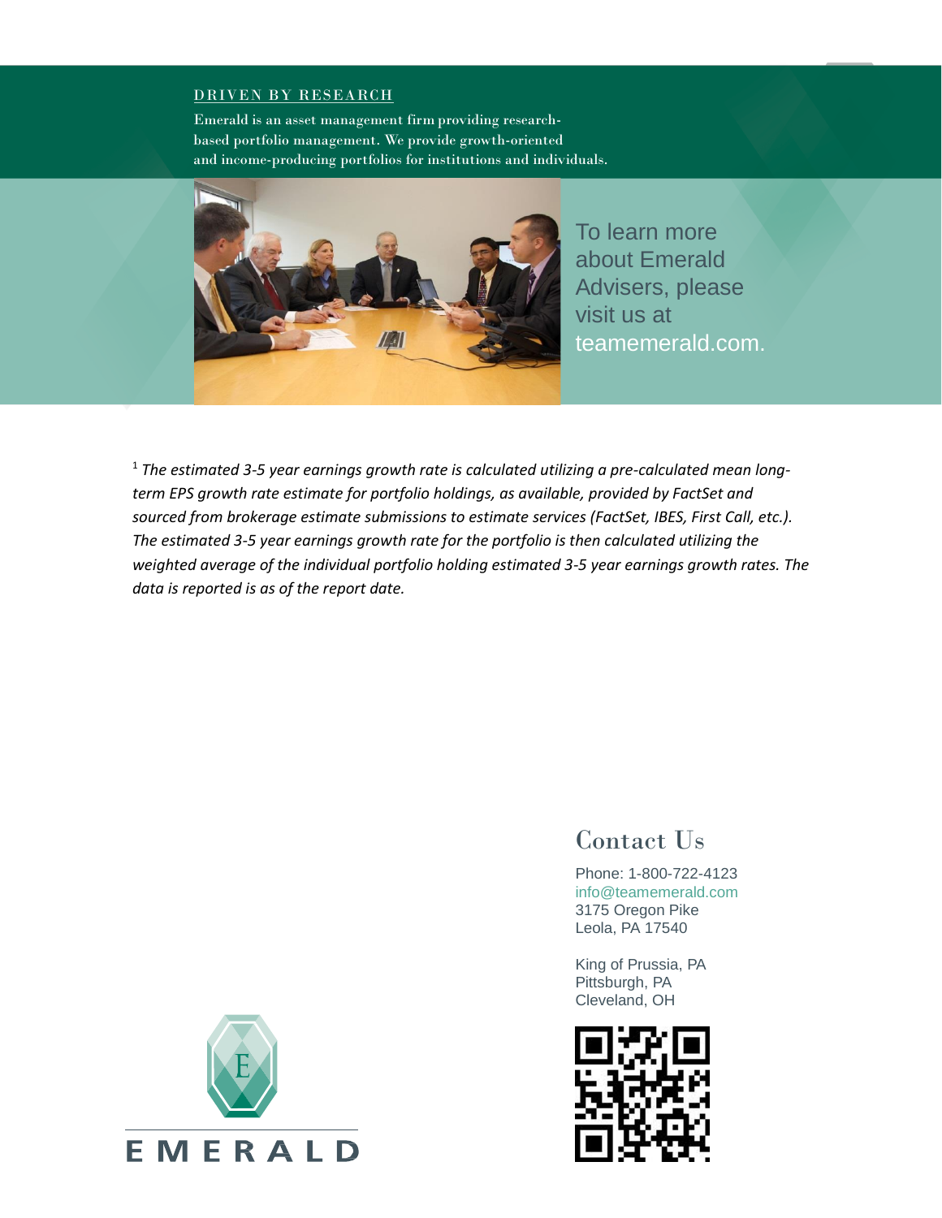## DRIVEN BY RESEARCH

Emerald is an asset management firm providing research-based portfolio management. We provide growth-oriented and income-producing portfolios for institutions and individuals.

To learn more about Emerald Advisers, please visit us at teamemerald.com.

[1] *The estimated 3-5 year earnings growth rate is calculated utilizing a pre-calculated mean long-term EPS growth rate estimate for portfolio holdings, as available, provided by FactSet and sourced from brokerage estimate submissions to estimate services (FactSet, IBES, First Call, etc.). The estimated 3-5 year earnings growth rate for the portfolio is then calculated utilizing the weighted average of the individual portfolio holding estimated 3-5 year earnings growth rates. The data is reported is as of the report date.*

## Contact Us

Phone: 1-800-722-4123
info@teamemerald.com
3175 Oregon Pike
Leola, PA 17540

King of Prussia, PA
Pittsburgh, PA
Cleveland, OH

EMERALD